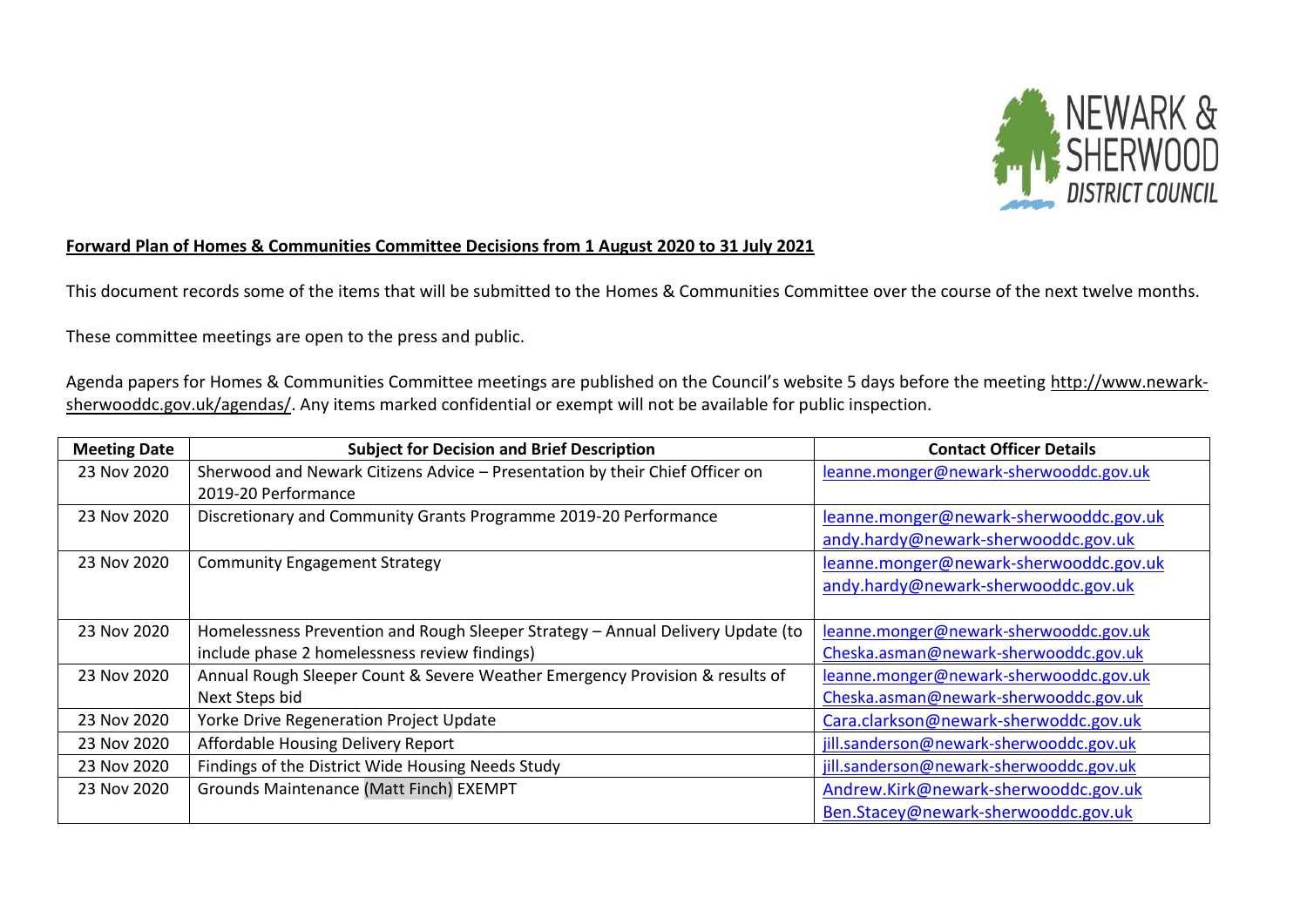**Forward Plan of Homes & Communities Committee Decisions from 1 August 2020 to 31 July 2021**

This document records some of the items that will be submitted to the Homes & Communities Committee over the course of the next twelve months.

These committee meetings are open to the press and public.

Agenda papers for Homes & Communities Committee meetings are published on the Council's website 5 days before the meeting http://www.newark-sherwooddc.gov.uk/agendas/. Any items marked confidential or exempt will not be available for public inspection.

| Meeting Date | Subject for Decision and Brief Description | Contact Officer Details |
|---|---|---|
| 23 Nov 2020 | Sherwood and Newark Citizens Advice – Presentation by their Chief Officer on 2019-20 Performance | leanne.monger@newark-sherwooddc.gov.uk |
| 23 Nov 2020 | Discretionary and Community Grants Programme 2019-20 Performance | leanne.monger@newark-sherwooddc.gov.uk andy.hardy@newark-sherwooddc.gov.uk |
| 23 Nov 2020 | Community Engagement Strategy | leanne.monger@newark-sherwooddc.gov.uk andy.hardy@newark-sherwooddc.gov.uk |
| 23 Nov 2020 | Homelessness Prevention and Rough Sleeper Strategy – Annual Delivery Update (to include phase 2 homelessness review findings) | leanne.monger@newark-sherwooddc.gov.uk Cheska.asman@newark-sherwooddc.gov.uk |
| 23 Nov 2020 | Annual Rough Sleeper Count & Severe Weather Emergency Provision & results of Next Steps bid | leanne.monger@newark-sherwooddc.gov.uk Cheska.asman@newark-sherwooddc.gov.uk |
| 23 Nov 2020 | Yorke Drive Regeneration Project Update | Cara.clarkson@newark-sherwoddc.gov.uk |
| 23 Nov 2020 | Affordable Housing Delivery Report | jill.sanderson@newark-sherwooddc.gov.uk |
| 23 Nov 2020 | Findings of the District Wide Housing Needs Study | jill.sanderson@newark-sherwooddc.gov.uk |
| 23 Nov 2020 | Grounds Maintenance (Matt Finch) EXEMPT | Andrew.Kirk@newark-sherwooddc.gov.uk Ben.Stacey@newark-sherwooddc.gov.uk |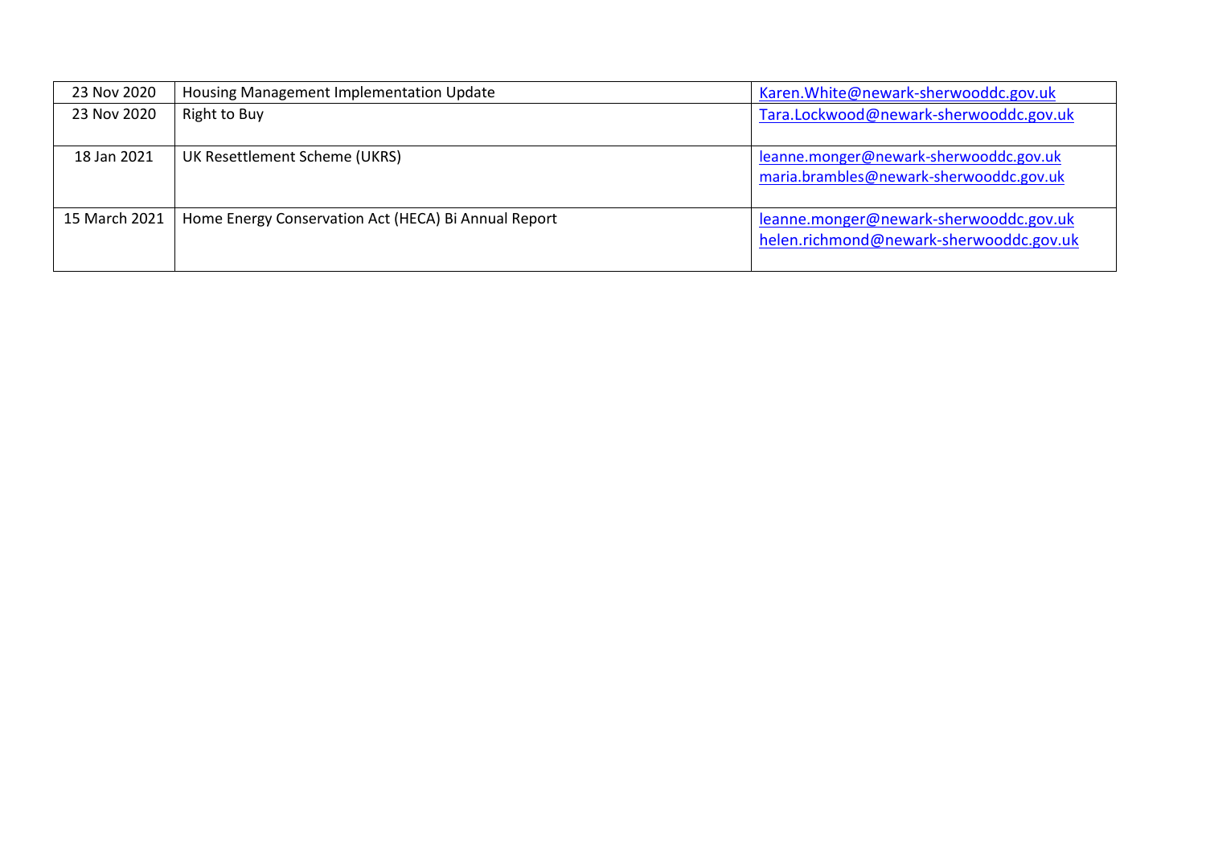| | | |
|---|---|---|
| 23 Nov 2020 | Housing Management Implementation Update | Karen.White@newark-sherwooddc.gov.uk |
| 23 Nov 2020 | Right to Buy | Tara.Lockwood@newark-sherwooddc.gov.uk |
| 18 Jan 2021 | UK Resettlement Scheme (UKRS) | leanne.monger@newark-sherwooddc.gov.uk<br>maria.brambles@newark-sherwooddc.gov.uk |
| 15 March 2021 | Home Energy Conservation Act (HECA) Bi Annual Report | leanne.monger@newark-sherwooddc.gov.uk<br>helen.richmond@newark-sherwooddc.gov.uk |